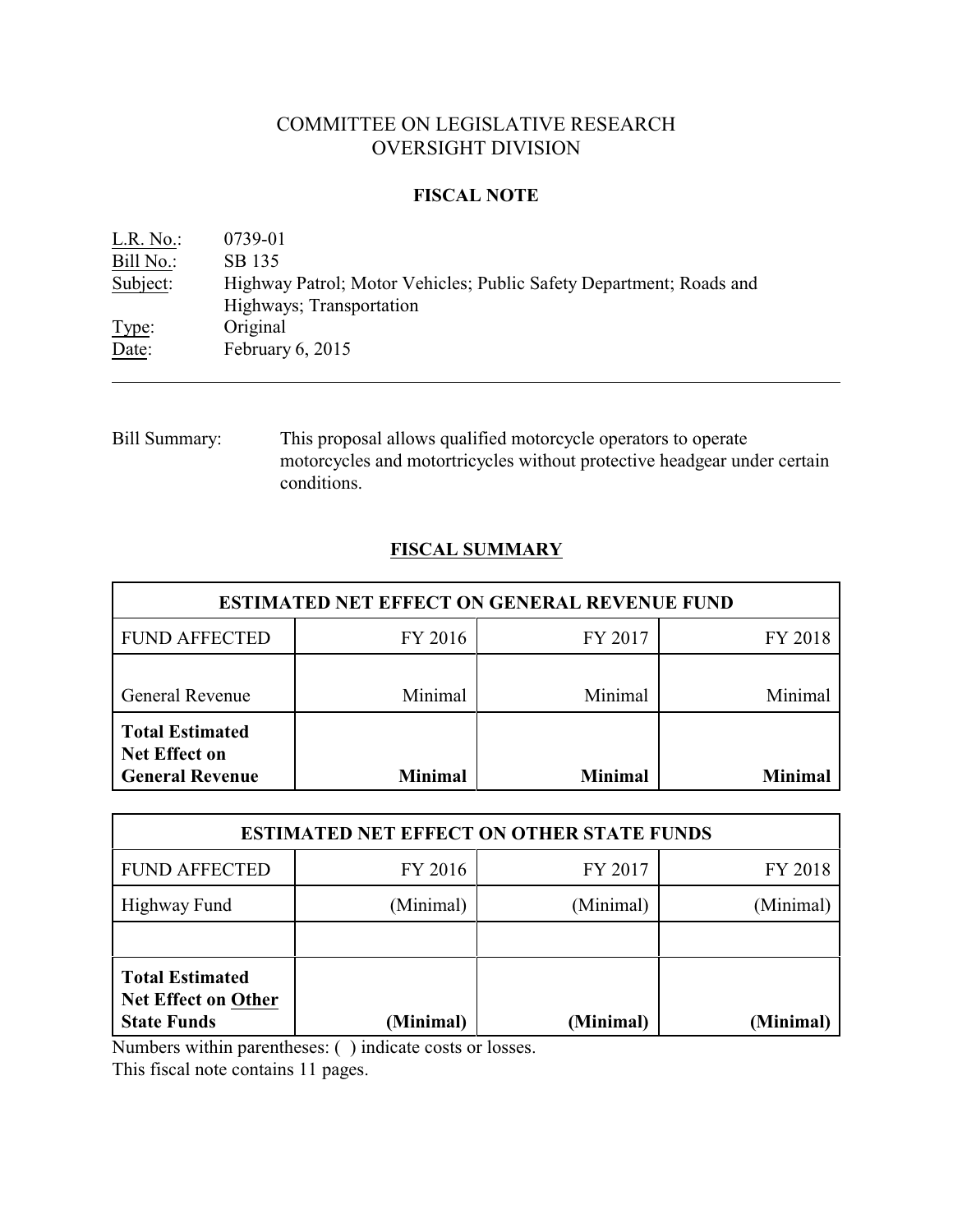# COMMITTEE ON LEGISLATIVE RESEARCH
# OVERSIGHT DIVISION

## FISCAL NOTE

L.R. No.: 0739-01
Bill No.: SB 135
Subject: Highway Patrol; Motor Vehicles; Public Safety Department; Roads and Highways; Transportation
Type: Original
Date: February 6, 2015

---

Bill Summary: This proposal allows qualified motorcycle operators to operate motorcycles and motortricycles without protective headgear under certain conditions.

## FISCAL SUMMARY

| ESTIMATED NET EFFECT ON GENERAL REVENUE FUND | | | |
|---|---|---|---|
| FUND AFFECTED | FY 2016 | FY 2017 | FY 2018 |
| General Revenue | Minimal | Minimal | Minimal |
| **Total Estimated Net Effect on General Revenue** | **Minimal** | **Minimal** | **Minimal** |

| ESTIMATED NET EFFECT ON OTHER STATE FUNDS | | | |
|---|---|---|---|
| FUND AFFECTED | FY 2016 | FY 2017 | FY 2018 |
| Highway Fund | (Minimal) | (Minimal) | (Minimal) |
| | | | |
| **Total Estimated Net Effect on Other State Funds** | **(Minimal)** | **(Minimal)** | **(Minimal)** |

Numbers within parentheses: ( ) indicate costs or losses.
This fiscal note contains 11 pages.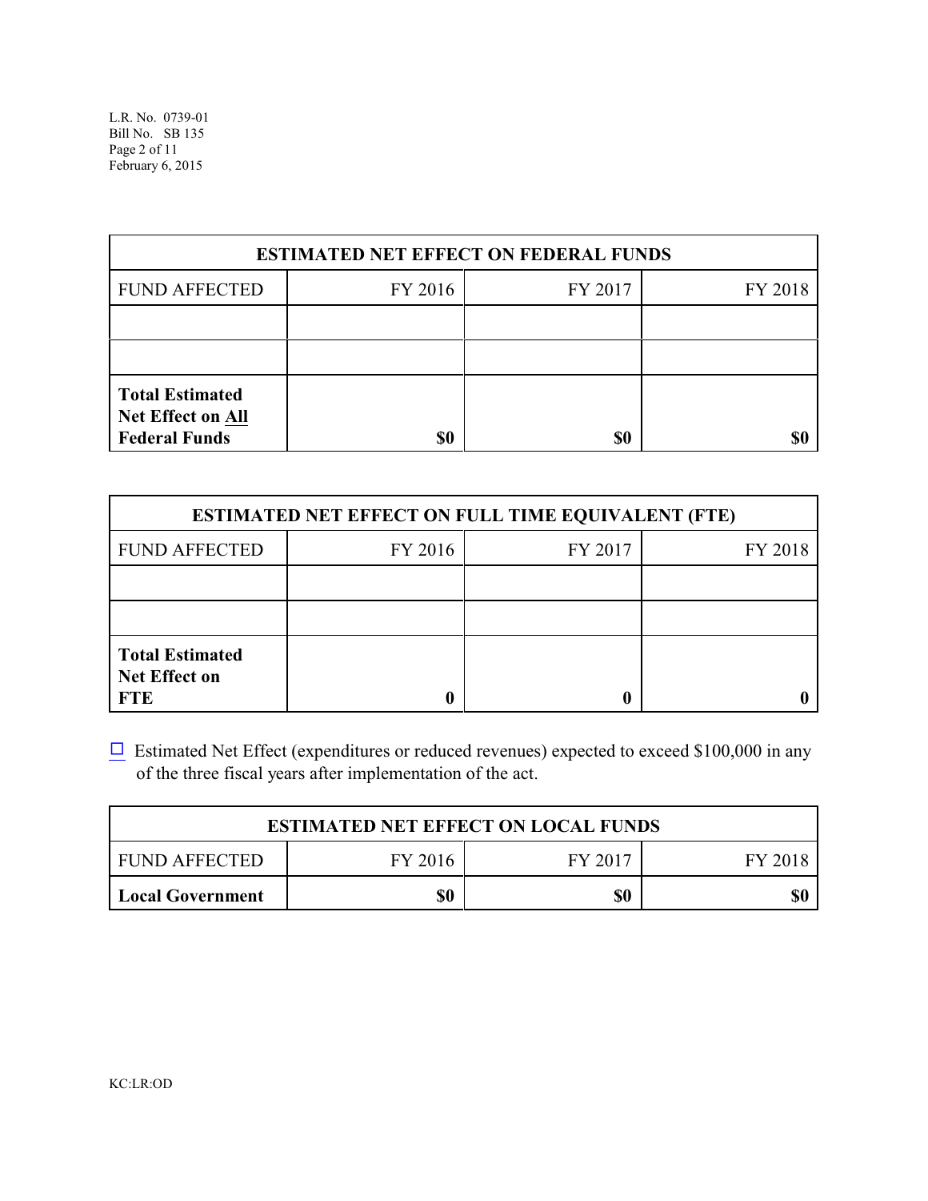| ESTIMATED NET EFFECT ON FEDERAL FUNDS | | | |
|---|---|---|---|
| FUND AFFECTED | FY 2016 | FY 2017 | FY 2018 |
| | | | |
| | | | |
| **Total Estimated Net Effect on All Federal Funds** | **$0** | **$0** | **$0** |

| ESTIMATED NET EFFECT ON FULL TIME EQUIVALENT (FTE) | | | |
|---|---|---|---|
| FUND AFFECTED | FY 2016 | FY 2017 | FY 2018 |
| | | | |
| | | | |
| **Total Estimated Net Effect on FTE** | **0** | **0** | **0** |

☐ Estimated Net Effect (expenditures or reduced revenues) expected to exceed $100,000 in any of the three fiscal years after implementation of the act.

| ESTIMATED NET EFFECT ON LOCAL FUNDS | | | |
|---|---|---|---|
| FUND AFFECTED | FY 2016 | FY 2017 | FY 2018 |
| **Local Government** | **$0** | **$0** | **$0** |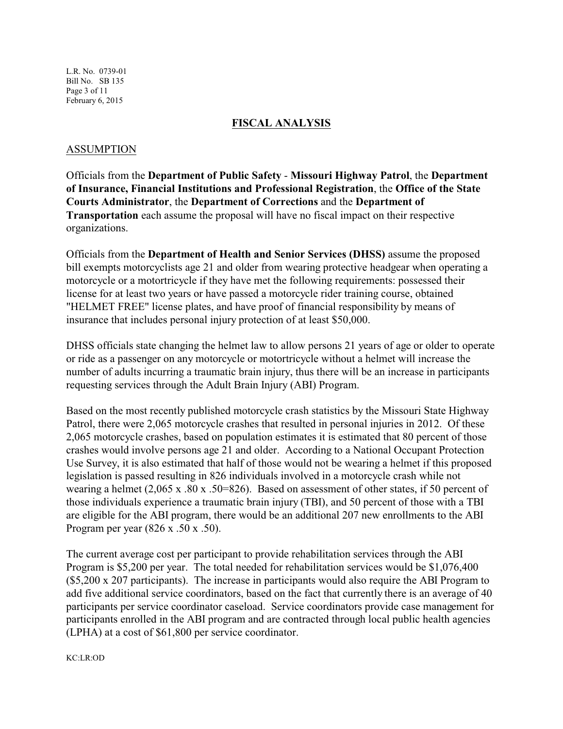## FISCAL ANALYSIS

### ASSUMPTION

Officials from the **Department of Public Safety** - **Missouri Highway Patrol**, the **Department of Insurance, Financial Institutions and Professional Registration**, the **Office of the State Courts Administrator**, the **Department of Corrections** and the **Department of Transportation** each assume the proposal will have no fiscal impact on their respective organizations.

Officials from the **Department of Health and Senior Services (DHSS)** assume the proposed bill exempts motorcyclists age 21 and older from wearing protective headgear when operating a motorcycle or a motortricycle if they have met the following requirements: possessed their license for at least two years or have passed a motorcycle rider training course, obtained "HELMET FREE" license plates, and have proof of financial responsibility by means of insurance that includes personal injury protection of at least $50,000.

DHSS officials state changing the helmet law to allow persons 21 years of age or older to operate or ride as a passenger on any motorcycle or motortricycle without a helmet will increase the number of adults incurring a traumatic brain injury, thus there will be an increase in participants requesting services through the Adult Brain Injury (ABI) Program.

Based on the most recently published motorcycle crash statistics by the Missouri State Highway Patrol, there were 2,065 motorcycle crashes that resulted in personal injuries in 2012. Of these 2,065 motorcycle crashes, based on population estimates it is estimated that 80 percent of those crashes would involve persons age 21 and older. According to a National Occupant Protection Use Survey, it is also estimated that half of those would not be wearing a helmet if this proposed legislation is passed resulting in 826 individuals involved in a motorcycle crash while not wearing a helmet (2,065 x .80 x .50=826). Based on assessment of other states, if 50 percent of those individuals experience a traumatic brain injury (TBI), and 50 percent of those with a TBI are eligible for the ABI program, there would be an additional 207 new enrollments to the ABI Program per year (826 x .50 x .50).

The current average cost per participant to provide rehabilitation services through the ABI Program is $5,200 per year. The total needed for rehabilitation services would be $1,076,400 ($5,200 x 207 participants). The increase in participants would also require the ABI Program to add five additional service coordinators, based on the fact that currently there is an average of 40 participants per service coordinator caseload. Service coordinators provide case management for participants enrolled in the ABI program and are contracted through local public health agencies (LPHA) at a cost of $61,800 per service coordinator.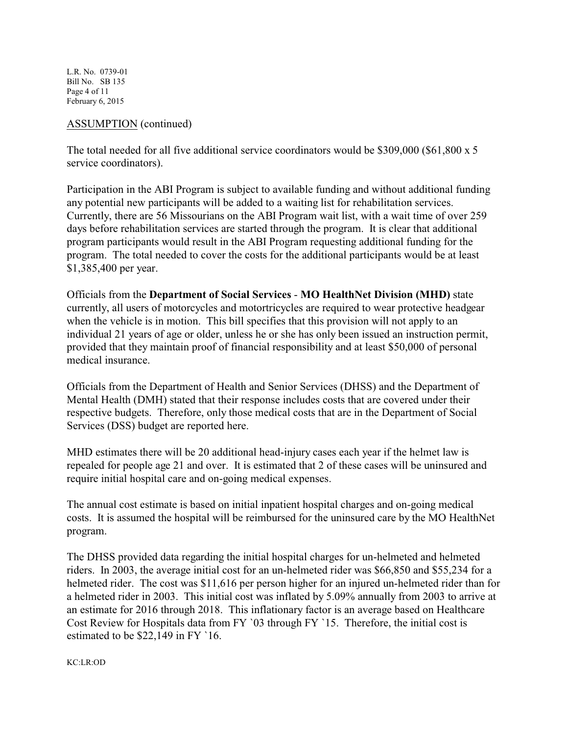ASSUMPTION (continued)

The total needed for all five additional service coordinators would be $309,000 ($61,800 x 5 service coordinators).

Participation in the ABI Program is subject to available funding and without additional funding any potential new participants will be added to a waiting list for rehabilitation services. Currently, there are 56 Missourians on the ABI Program wait list, with a wait time of over 259 days before rehabilitation services are started through the program. It is clear that additional program participants would result in the ABI Program requesting additional funding for the program. The total needed to cover the costs for the additional participants would be at least $1,385,400 per year.

Officials from the **Department of Social Services** - **MO HealthNet Division (MHD)** state currently, all users of motorcycles and motortricycles are required to wear protective headgear when the vehicle is in motion. This bill specifies that this provision will not apply to an individual 21 years of age or older, unless he or she has only been issued an instruction permit, provided that they maintain proof of financial responsibility and at least $50,000 of personal medical insurance.

Officials from the Department of Health and Senior Services (DHSS) and the Department of Mental Health (DMH) stated that their response includes costs that are covered under their respective budgets. Therefore, only those medical costs that are in the Department of Social Services (DSS) budget are reported here.

MHD estimates there will be 20 additional head-injury cases each year if the helmet law is repealed for people age 21 and over. It is estimated that 2 of these cases will be uninsured and require initial hospital care and on-going medical expenses.

The annual cost estimate is based on initial inpatient hospital charges and on-going medical costs. It is assumed the hospital will be reimbursed for the uninsured care by the MO HealthNet program.

The DHSS provided data regarding the initial hospital charges for un-helmeted and helmeted riders. In 2003, the average initial cost for an un-helmeted rider was $66,850 and $55,234 for a helmeted rider. The cost was $11,616 per person higher for an injured un-helmeted rider than for a helmeted rider in 2003. This initial cost was inflated by 5.09% annually from 2003 to arrive at an estimate for 2016 through 2018. This inflationary factor is an average based on Healthcare Cost Review for Hospitals data from FY `03 through FY `15. Therefore, the initial cost is estimated to be $22,149 in FY `16.

KC:LR:OD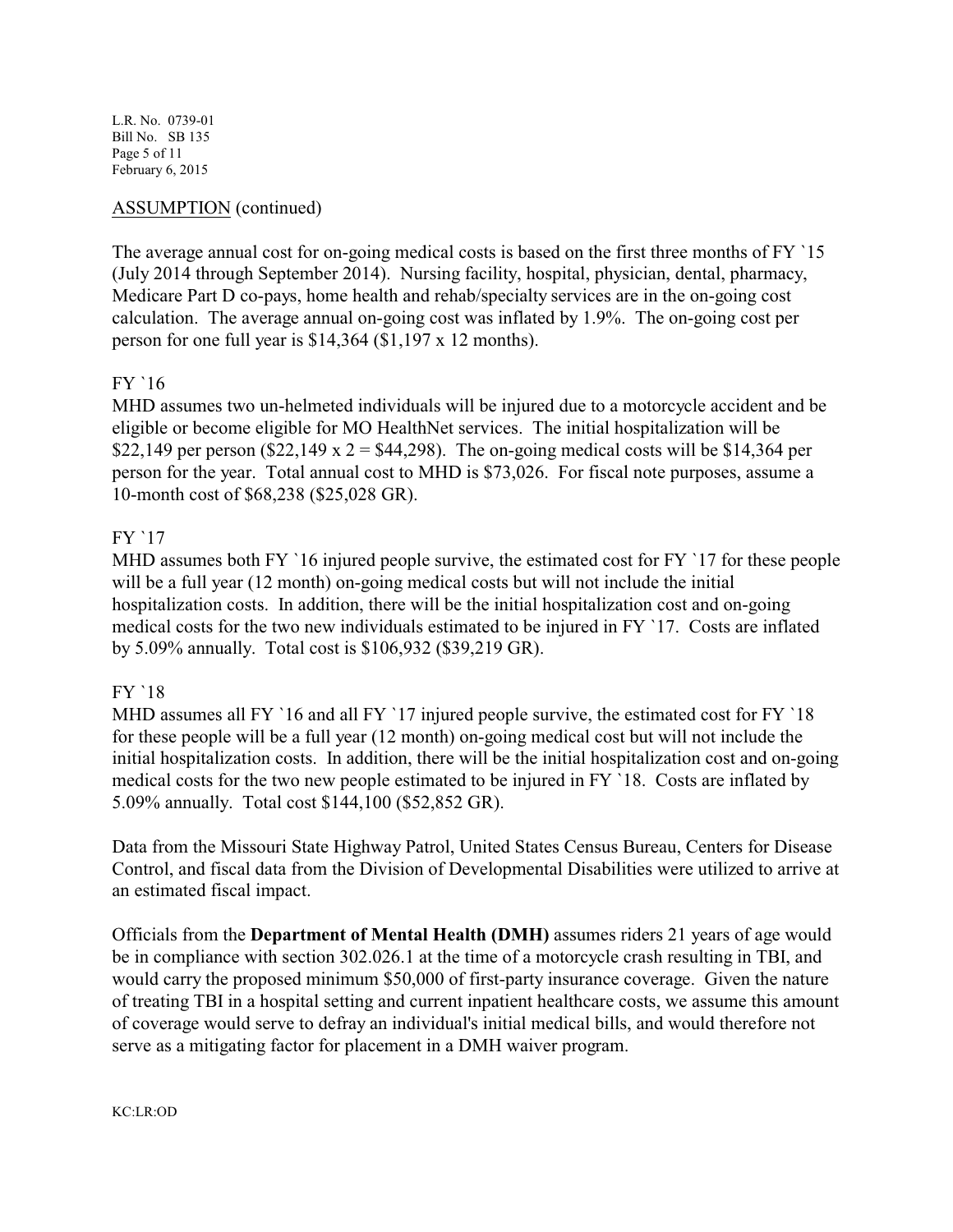ASSUMPTION (continued)

The average annual cost for on-going medical costs is based on the first three months of FY `15 (July 2014 through September 2014). Nursing facility, hospital, physician, dental, pharmacy, Medicare Part D co-pays, home health and rehab/specialty services are in the on-going cost calculation. The average annual on-going cost was inflated by 1.9%. The on-going cost per person for one full year is $14,364 ($1,197 x 12 months).

FY `16

MHD assumes two un-helmeted individuals will be injured due to a motorcycle accident and be eligible or become eligible for MO HealthNet services. The initial hospitalization will be $22,149 per person ($22,149 x 2 = $44,298). The on-going medical costs will be $14,364 per person for the year. Total annual cost to MHD is $73,026. For fiscal note purposes, assume a 10-month cost of $68,238 ($25,028 GR).

FY `17

MHD assumes both FY `16 injured people survive, the estimated cost for FY `17 for these people will be a full year (12 month) on-going medical costs but will not include the initial hospitalization costs. In addition, there will be the initial hospitalization cost and on-going medical costs for the two new individuals estimated to be injured in FY `17. Costs are inflated by 5.09% annually. Total cost is $106,932 ($39,219 GR).

FY `18

MHD assumes all FY `16 and all FY `17 injured people survive, the estimated cost for FY `18 for these people will be a full year (12 month) on-going medical cost but will not include the initial hospitalization costs. In addition, there will be the initial hospitalization cost and on-going medical costs for the two new people estimated to be injured in FY `18. Costs are inflated by 5.09% annually. Total cost $144,100 ($52,852 GR).

Data from the Missouri State Highway Patrol, United States Census Bureau, Centers for Disease Control, and fiscal data from the Division of Developmental Disabilities were utilized to arrive at an estimated fiscal impact.

Officials from the **Department of Mental Health (DMH)** assumes riders 21 years of age would be in compliance with section 302.026.1 at the time of a motorcycle crash resulting in TBI, and would carry the proposed minimum $50,000 of first-party insurance coverage. Given the nature of treating TBI in a hospital setting and current inpatient healthcare costs, we assume this amount of coverage would serve to defray an individual's initial medical bills, and would therefore not serve as a mitigating factor for placement in a DMH waiver program.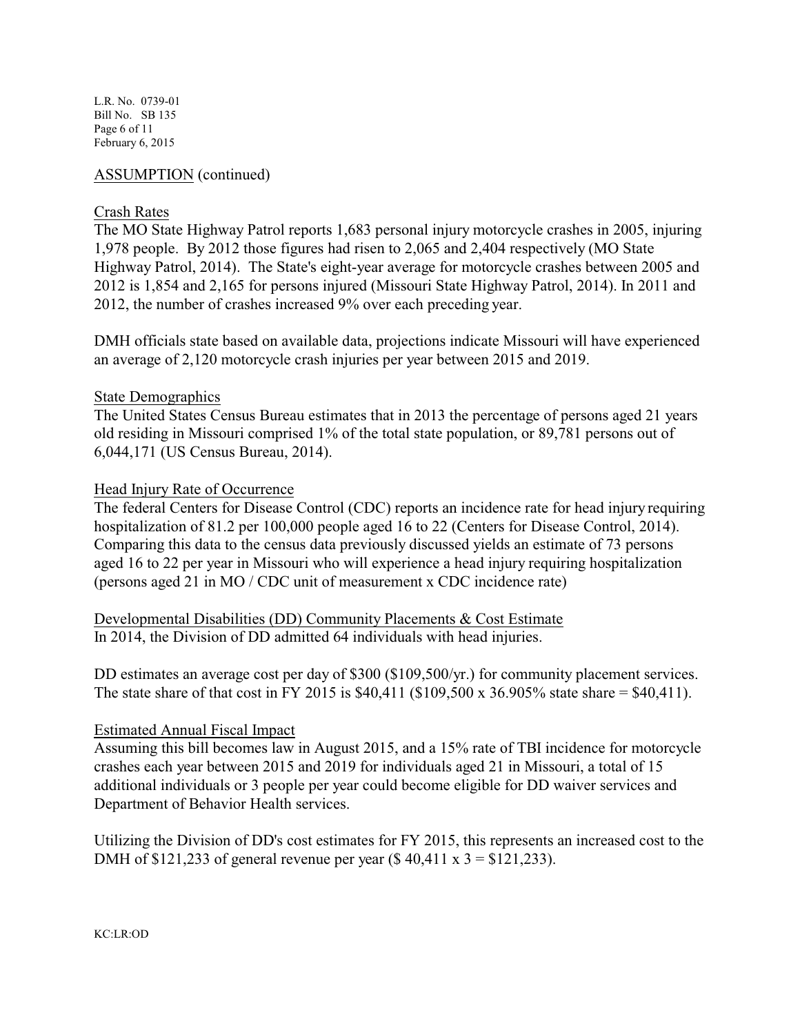ASSUMPTION (continued)

Crash Rates

The MO State Highway Patrol reports 1,683 personal injury motorcycle crashes in 2005, injuring 1,978 people. By 2012 those figures had risen to 2,065 and 2,404 respectively (MO State Highway Patrol, 2014). The State's eight-year average for motorcycle crashes between 2005 and 2012 is 1,854 and 2,165 for persons injured (Missouri State Highway Patrol, 2014). In 2011 and 2012, the number of crashes increased 9% over each preceding year.

DMH officials state based on available data, projections indicate Missouri will have experienced an average of 2,120 motorcycle crash injuries per year between 2015 and 2019.

State Demographics

The United States Census Bureau estimates that in 2013 the percentage of persons aged 21 years old residing in Missouri comprised 1% of the total state population, or 89,781 persons out of 6,044,171 (US Census Bureau, 2014).

Head Injury Rate of Occurrence

The federal Centers for Disease Control (CDC) reports an incidence rate for head injury requiring hospitalization of 81.2 per 100,000 people aged 16 to 22 (Centers for Disease Control, 2014). Comparing this data to the census data previously discussed yields an estimate of 73 persons aged 16 to 22 per year in Missouri who will experience a head injury requiring hospitalization (persons aged 21 in MO / CDC unit of measurement x CDC incidence rate)

Developmental Disabilities (DD) Community Placements & Cost Estimate

In 2014, the Division of DD admitted 64 individuals with head injuries.

DD estimates an average cost per day of $300 ($109,500/yr.) for community placement services. The state share of that cost in FY 2015 is $40,411 ($109,500 x 36.905% state share = $40,411).

Estimated Annual Fiscal Impact

Assuming this bill becomes law in August 2015, and a 15% rate of TBI incidence for motorcycle crashes each year between 2015 and 2019 for individuals aged 21 in Missouri, a total of 15 additional individuals or 3 people per year could become eligible for DD waiver services and Department of Behavior Health services.

Utilizing the Division of DD's cost estimates for FY 2015, this represents an increased cost to the DMH of $121,233 of general revenue per year ($ 40,411 x 3 = $121,233).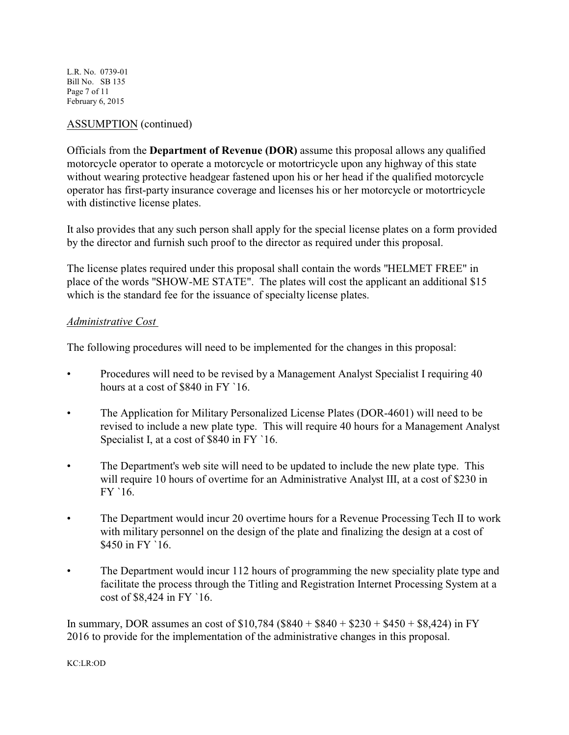ASSUMPTION (continued)

Officials from the **Department of Revenue (DOR)** assume this proposal allows any qualified motorcycle operator to operate a motorcycle or motortricycle upon any highway of this state without wearing protective headgear fastened upon his or her head if the qualified motorcycle operator has first-party insurance coverage and licenses his or her motorcycle or motortricycle with distinctive license plates.

It also provides that any such person shall apply for the special license plates on a form provided by the director and furnish such proof to the director as required under this proposal.

The license plates required under this proposal shall contain the words "HELMET FREE" in place of the words "SHOW-ME STATE". The plates will cost the applicant an additional $15 which is the standard fee for the issuance of specialty license plates.

*Administrative Cost*

The following procedures will need to be implemented for the changes in this proposal:

- Procedures will need to be revised by a Management Analyst Specialist I requiring 40 hours at a cost of $840 in FY `16.
- The Application for Military Personalized License Plates (DOR-4601) will need to be revised to include a new plate type. This will require 40 hours for a Management Analyst Specialist I, at a cost of $840 in FY `16.
- The Department's web site will need to be updated to include the new plate type. This will require 10 hours of overtime for an Administrative Analyst III, at a cost of $230 in FY `16.
- The Department would incur 20 overtime hours for a Revenue Processing Tech II to work with military personnel on the design of the plate and finalizing the design at a cost of $450 in FY `16.
- The Department would incur 112 hours of programming the new speciality plate type and facilitate the process through the Titling and Registration Internet Processing System at a cost of $8,424 in FY `16.

In summary, DOR assumes an cost of $10,784 ($840 + $840 + $230 + $450 + $8,424) in FY 2016 to provide for the implementation of the administrative changes in this proposal.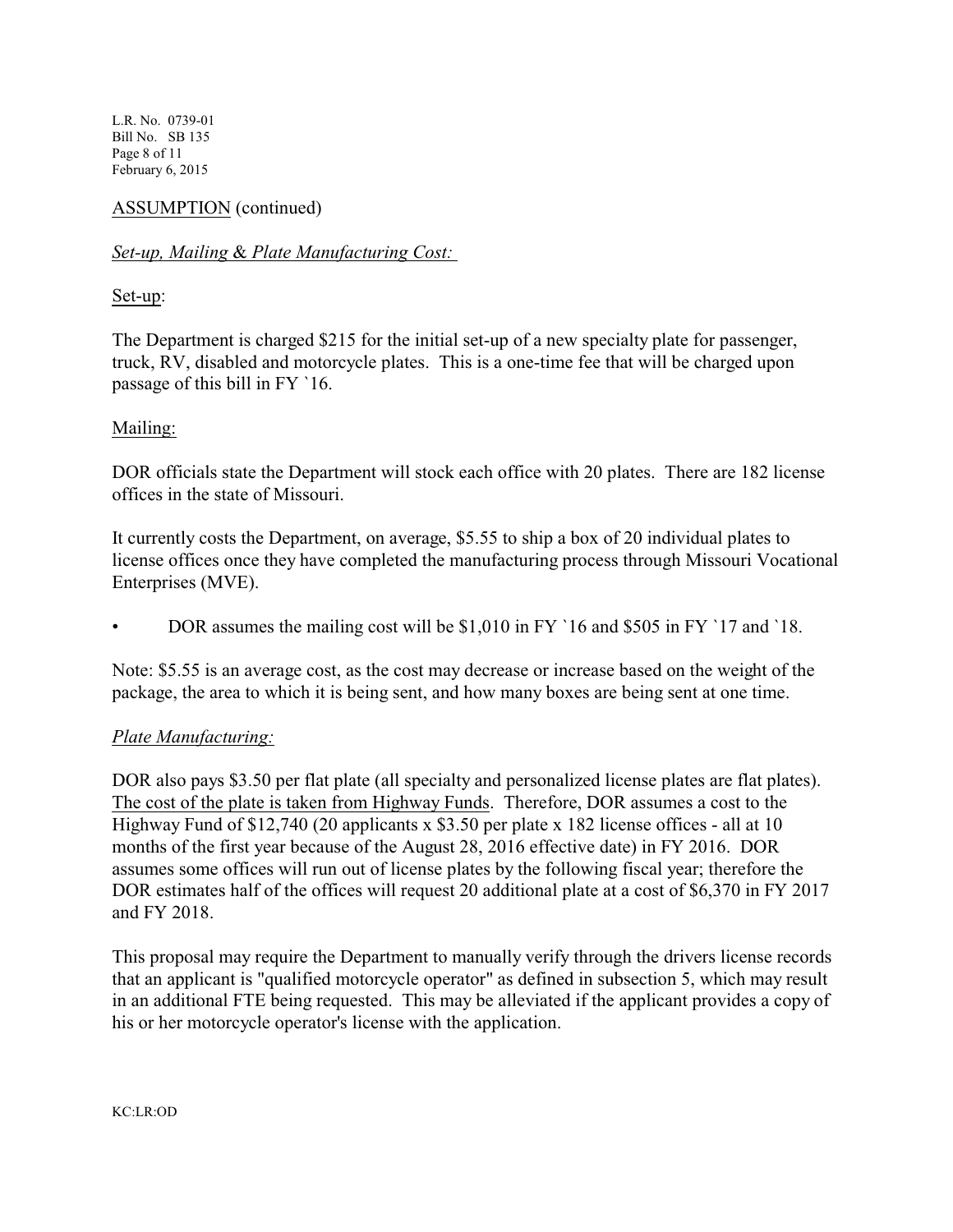ASSUMPTION (continued)

*Set-up, Mailing & Plate Manufacturing Cost:*

Set-up:

The Department is charged $215 for the initial set-up of a new specialty plate for passenger, truck, RV, disabled and motorcycle plates. This is a one-time fee that will be charged upon passage of this bill in FY `16.

Mailing:

DOR officials state the Department will stock each office with 20 plates. There are 182 license offices in the state of Missouri.

It currently costs the Department, on average, $5.55 to ship a box of 20 individual plates to license offices once they have completed the manufacturing process through Missouri Vocational Enterprises (MVE).

- DOR assumes the mailing cost will be $1,010 in FY `16 and $505 in FY `17 and `18.

Note: $5.55 is an average cost, as the cost may decrease or increase based on the weight of the package, the area to which it is being sent, and how many boxes are being sent at one time.

*Plate Manufacturing:*

DOR also pays $3.50 per flat plate (all specialty and personalized license plates are flat plates). <u>The cost of the plate is taken from Highway Funds</u>. Therefore, DOR assumes a cost to the Highway Fund of $12,740 (20 applicants x $3.50 per plate x 182 license offices - all at 10 months of the first year because of the August 28, 2016 effective date) in FY 2016. DOR assumes some offices will run out of license plates by the following fiscal year; therefore the DOR estimates half of the offices will request 20 additional plate at a cost of $6,370 in FY 2017 and FY 2018.

This proposal may require the Department to manually verify through the drivers license records that an applicant is "qualified motorcycle operator" as defined in subsection 5, which may result in an additional FTE being requested. This may be alleviated if the applicant provides a copy of his or her motorcycle operator's license with the application.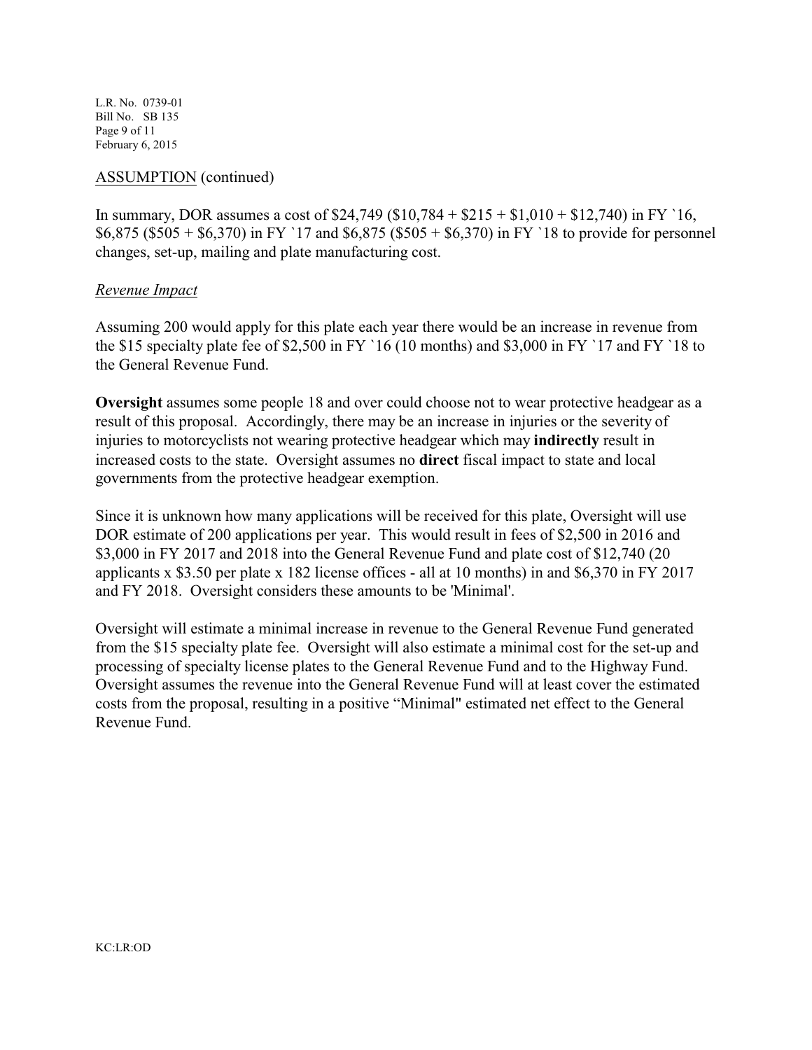ASSUMPTION (continued)

In summary, DOR assumes a cost of $24,749 ($10,784 + $215 + $1,010 + $12,740) in FY `16, $6,875 ($505 + $6,370) in FY `17 and $6,875 ($505 + $6,370) in FY `18 to provide for personnel changes, set-up, mailing and plate manufacturing cost.

*Revenue Impact*

Assuming 200 would apply for this plate each year there would be an increase in revenue from the $15 specialty plate fee of $2,500 in FY `16 (10 months) and $3,000 in FY `17 and FY `18 to the General Revenue Fund.

**Oversight** assumes some people 18 and over could choose not to wear protective headgear as a result of this proposal. Accordingly, there may be an increase in injuries or the severity of injuries to motorcyclists not wearing protective headgear which may **indirectly** result in increased costs to the state. Oversight assumes no **direct** fiscal impact to state and local governments from the protective headgear exemption.

Since it is unknown how many applications will be received for this plate, Oversight will use DOR estimate of 200 applications per year. This would result in fees of $2,500 in 2016 and $3,000 in FY 2017 and 2018 into the General Revenue Fund and plate cost of $12,740 (20 applicants x $3.50 per plate x 182 license offices - all at 10 months) in and $6,370 in FY 2017 and FY 2018. Oversight considers these amounts to be 'Minimal'.

Oversight will estimate a minimal increase in revenue to the General Revenue Fund generated from the $15 specialty plate fee. Oversight will also estimate a minimal cost for the set-up and processing of specialty license plates to the General Revenue Fund and to the Highway Fund. Oversight assumes the revenue into the General Revenue Fund will at least cover the estimated costs from the proposal, resulting in a positive "Minimal" estimated net effect to the General Revenue Fund.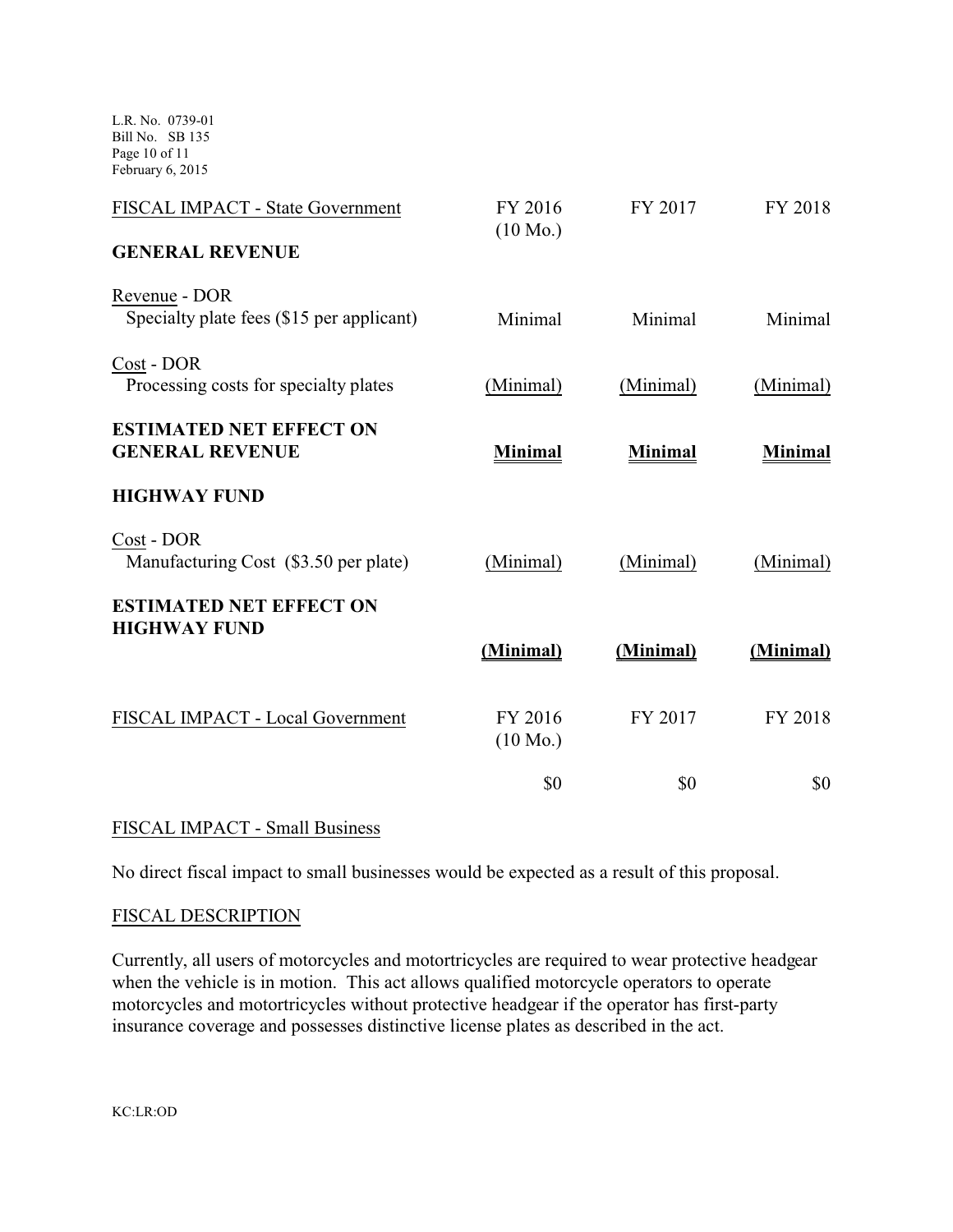| FISCAL IMPACT - State Government | FY 2016 (10 Mo.) | FY 2017 | FY 2018 |
|---|---|---|---|
| **GENERAL REVENUE** | | | |
| Revenue - DOR<br>Specialty plate fees ($15 per applicant) | Minimal | Minimal | Minimal |
| Cost - DOR<br>Processing costs for specialty plates | (Minimal) | (Minimal) | (Minimal) |
| **ESTIMATED NET EFFECT ON GENERAL REVENUE** | **Minimal** | **Minimal** | **Minimal** |
| **HIGHWAY FUND** | | | |
| Cost - DOR<br>Manufacturing Cost ($3.50 per plate) | (Minimal) | (Minimal) | (Minimal) |
| **ESTIMATED NET EFFECT ON HIGHWAY FUND** | **(Minimal)** | **(Minimal)** | **(Minimal)** |

| FISCAL IMPACT - Local Government | FY 2016 (10 Mo.) | FY 2017 | FY 2018 |
|---|---|---|---|
| | $0 | $0 | $0 |

## FISCAL IMPACT - Small Business

No direct fiscal impact to small businesses would be expected as a result of this proposal.

## FISCAL DESCRIPTION

Currently, all users of motorcycles and motortricycles are required to wear protective headgear when the vehicle is in motion. This act allows qualified motorcycle operators to operate motorcycles and motortricycles without protective headgear if the operator has first-party insurance coverage and possesses distinctive license plates as described in the act.

KC:LR:OD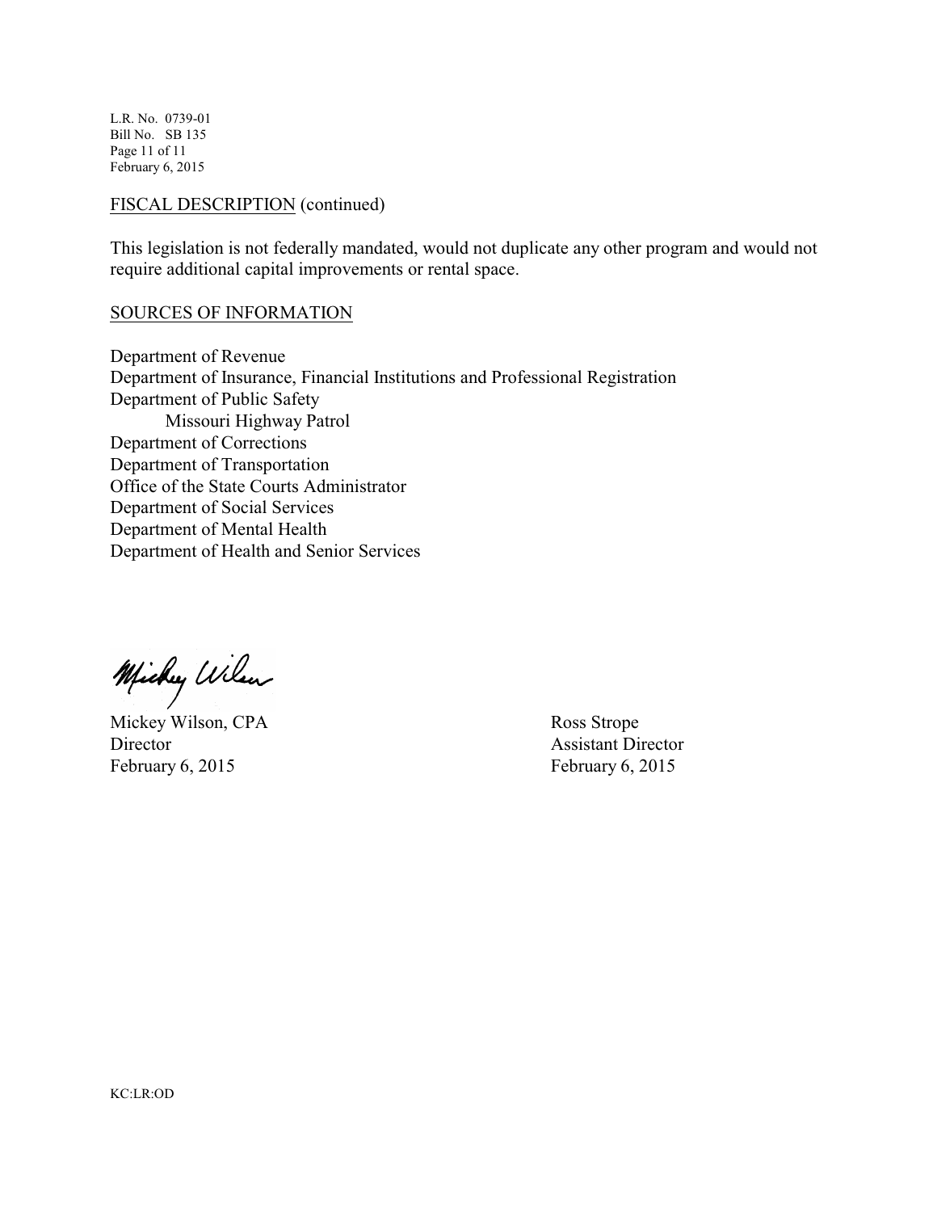FISCAL DESCRIPTION (continued)

This legislation is not federally mandated, would not duplicate any other program and would not require additional capital improvements or rental space.

SOURCES OF INFORMATION

Department of Revenue
Department of Insurance, Financial Institutions and Professional Registration
Department of Public Safety
    Missouri Highway Patrol
Department of Corrections
Department of Transportation
Office of the State Courts Administrator
Department of Social Services
Department of Mental Health
Department of Health and Senior Services

| | |
|---|---|
| Mickey Wilson, CPA | Ross Strope |
| Director | Assistant Director |
| February 6, 2015 | February 6, 2015 |

KC:LR:OD